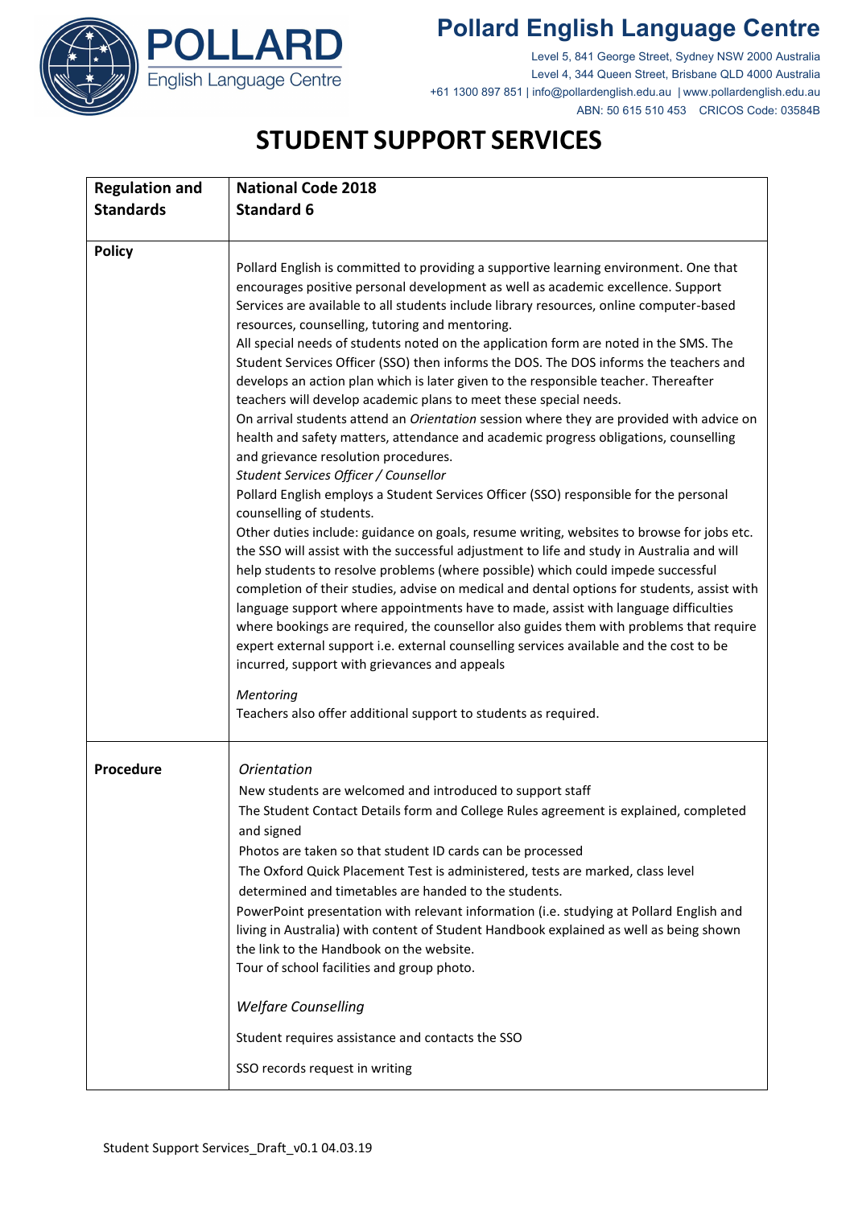# Pollard English Language Centre

Level 5, 841 George Street, Sydney NSW 2000 Australia
Level 4, 344 Queen Street, Brisbane QLD 4000 Australia
+61 1300 897 851 | info@pollardenglish.edu.au | www.pollardenglish.edu.au
ABN: 50 615 510 453 CRICOS Code: 03584B

# STUDENT SUPPORT SERVICES

| **Regulation and Standards** | **National Code 2018**<br>**Standard 6** |
|---|---|
| **Policy** | Pollard English is committed to providing a supportive learning environment. One that encourages positive personal development as well as academic excellence. Support Services are available to all students include library resources, online computer-based resources, counselling, tutoring and mentoring.<br>All special needs of students noted on the application form are noted in the SMS. The Student Services Officer (SSO) then informs the DOS. The DOS informs the teachers and develops an action plan which is later given to the responsible teacher. Thereafter teachers will develop academic plans to meet these special needs.<br>On arrival students attend an *Orientation* session where they are provided with advice on health and safety matters, attendance and academic progress obligations, counselling and grievance resolution procedures.<br>*Student Services Officer / Counsellor*<br>Pollard English employs a Student Services Officer (SSO) responsible for the personal counselling of students.<br>Other duties include: guidance on goals, resume writing, websites to browse for jobs etc. the SSO will assist with the successful adjustment to life and study in Australia and will help students to resolve problems (where possible) which could impede successful completion of their studies, advise on medical and dental options for students, assist with language support where appointments have to made, assist with language difficulties where bookings are required, the counsellor also guides them with problems that require expert external support i.e. external counselling services available and the cost to be incurred, support with grievances and appeals<br><br>*Mentoring*<br>Teachers also offer additional support to students as required. |
| **Procedure** | *Orientation*<br>New students are welcomed and introduced to support staff<br>The Student Contact Details form and College Rules agreement is explained, completed and signed<br>Photos are taken so that student ID cards can be processed<br>The Oxford Quick Placement Test is administered, tests are marked, class level determined and timetables are handed to the students.<br>PowerPoint presentation with relevant information (i.e. studying at Pollard English and living in Australia) with content of Student Handbook explained as well as being shown the link to the Handbook on the website.<br>Tour of school facilities and group photo.<br><br>*Welfare Counselling*<br><br>Student requires assistance and contacts the SSO<br><br>SSO records request in writing |

Student Support Services_Draft_v0.1 04.03.19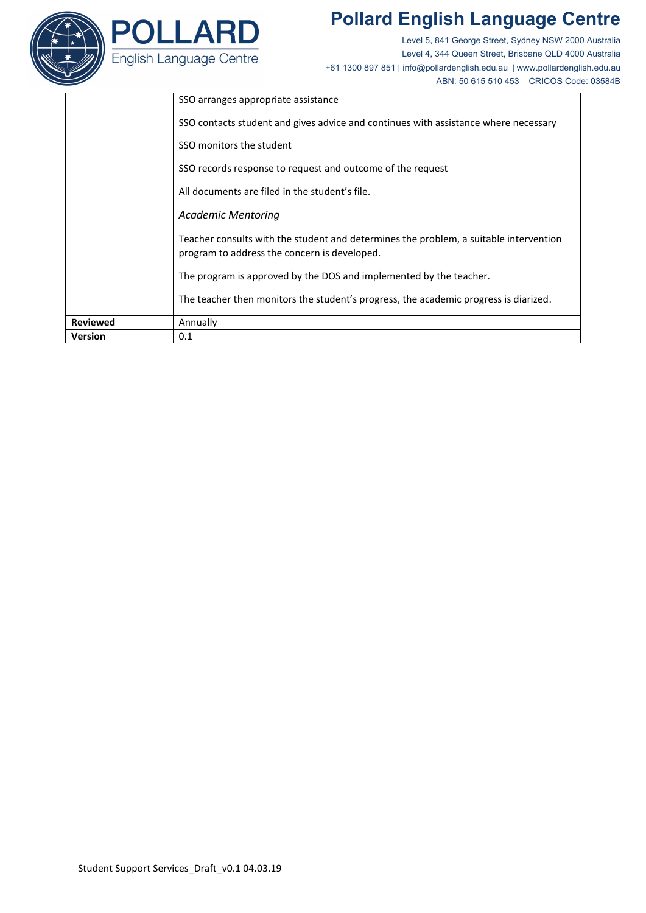| | |
|---|---|
| | SSO arranges appropriate assistance<br><br>SSO contacts student and gives advice and continues with assistance where necessary<br><br>SSO monitors the student<br><br>SSO records response to request and outcome of the request<br><br>All documents are filed in the student's file.<br><br>*Academic Mentoring*<br><br>Teacher consults with the student and determines the problem, a suitable intervention program to address the concern is developed.<br><br>The program is approved by the DOS and implemented by the teacher.<br><br>The teacher then monitors the student's progress, the academic progress is diarized. |
| **Reviewed** | Annually |
| **Version** | 0.1 |